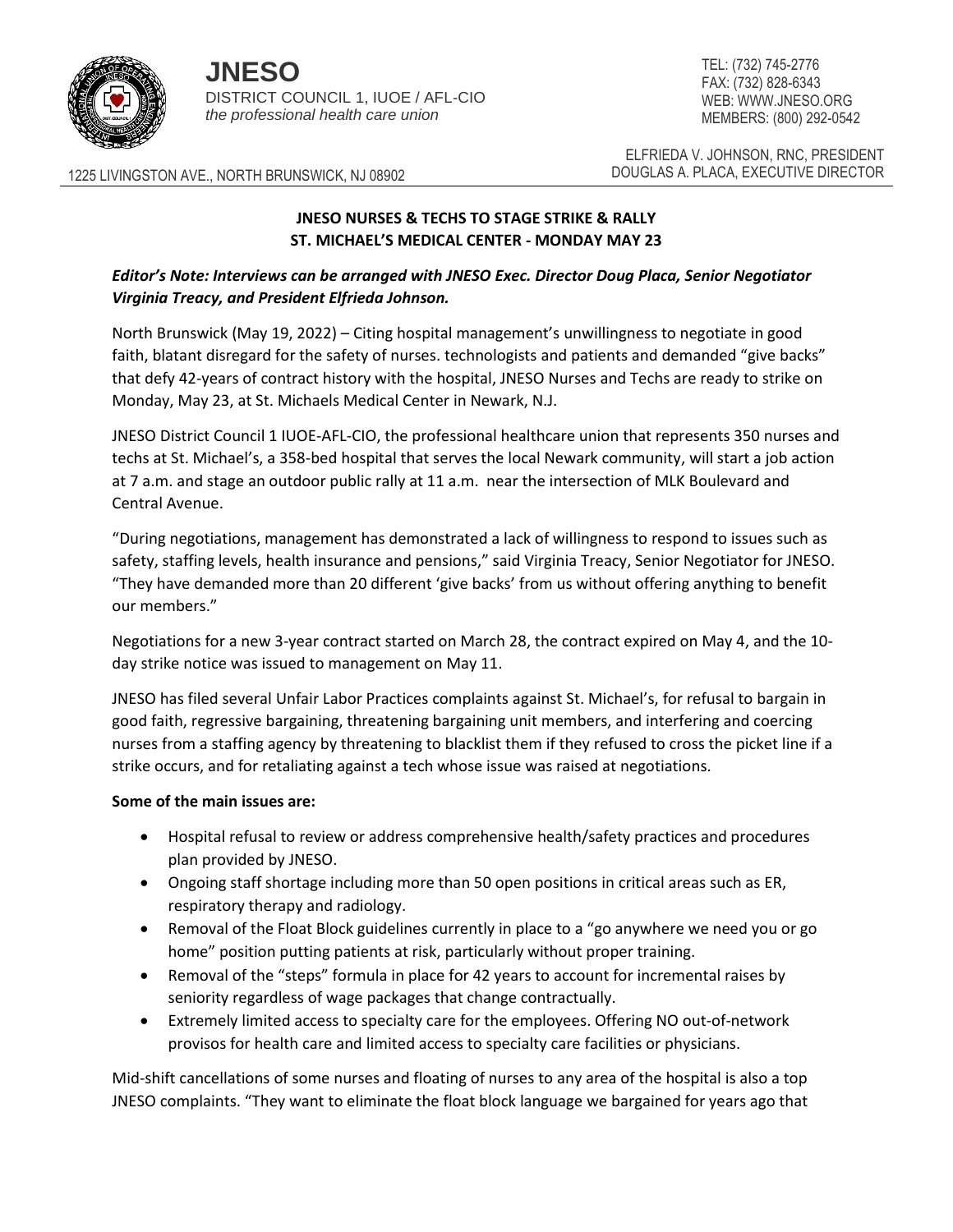**JNESO**
DISTRICT COUNCIL 1, IUOE / AFL-CIO
*the professional health care union*

TEL: (732) 745-2776
FAX: (732) 828-6343
WEB: WWW.JNESO.ORG
MEMBERS: (800) 292-0542

1225 LIVINGSTON AVE., NORTH BRUNSWICK, NJ 08902

ELFRIEDA V. JOHNSON, RNC, PRESIDENT
DOUGLAS A. PLACA, EXECUTIVE DIRECTOR

**JNESO NURSES & TECHS TO STAGE STRIKE & RALLY**
**ST. MICHAEL'S MEDICAL CENTER - MONDAY MAY 23**

***Editor's Note: Interviews can be arranged with JNESO Exec. Director Doug Placa, Senior Negotiator Virginia Treacy, and President Elfrieda Johnson.***

North Brunswick (May 19, 2022) – Citing hospital management's unwillingness to negotiate in good faith, blatant disregard for the safety of nurses. technologists and patients and demanded "give backs" that defy 42-years of contract history with the hospital, JNESO Nurses and Techs are ready to strike on Monday, May 23, at St. Michaels Medical Center in Newark, N.J.

JNESO District Council 1 IUOE-AFL-CIO, the professional healthcare union that represents 350 nurses and techs at St. Michael's, a 358-bed hospital that serves the local Newark community, will start a job action at 7 a.m. and stage an outdoor public rally at 11 a.m. near the intersection of MLK Boulevard and Central Avenue.

"During negotiations, management has demonstrated a lack of willingness to respond to issues such as safety, staffing levels, health insurance and pensions," said Virginia Treacy, Senior Negotiator for JNESO. "They have demanded more than 20 different 'give backs' from us without offering anything to benefit our members."

Negotiations for a new 3-year contract started on March 28, the contract expired on May 4, and the 10-day strike notice was issued to management on May 11.

JNESO has filed several Unfair Labor Practices complaints against St. Michael's, for refusal to bargain in good faith, regressive bargaining, threatening bargaining unit members, and interfering and coercing nurses from a staffing agency by threatening to blacklist them if they refused to cross the picket line if a strike occurs, and for retaliating against a tech whose issue was raised at negotiations.

**Some of the main issues are:**

- Hospital refusal to review or address comprehensive health/safety practices and procedures plan provided by JNESO.
- Ongoing staff shortage including more than 50 open positions in critical areas such as ER, respiratory therapy and radiology.
- Removal of the Float Block guidelines currently in place to a "go anywhere we need you or go home" position putting patients at risk, particularly without proper training.
- Removal of the "steps" formula in place for 42 years to account for incremental raises by seniority regardless of wage packages that change contractually.
- Extremely limited access to specialty care for the employees. Offering NO out-of-network provisos for health care and limited access to specialty care facilities or physicians.

Mid-shift cancellations of some nurses and floating of nurses to any area of the hospital is also a top JNESO complaints. "They want to eliminate the float block language we bargained for years ago that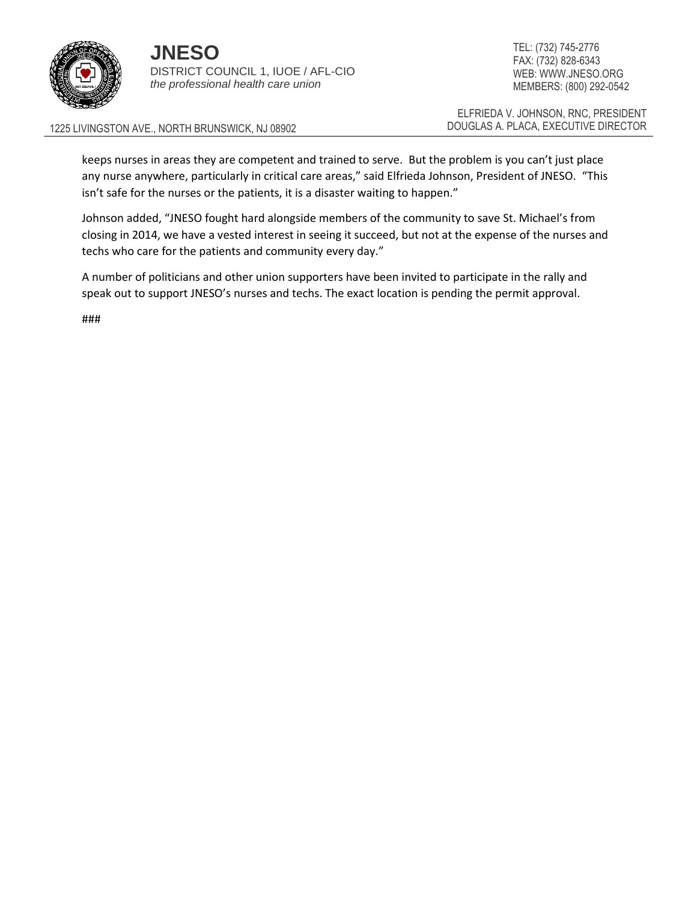keeps nurses in areas they are competent and trained to serve. But the problem is you can't just place any nurse anywhere, particularly in critical care areas," said Elfrieda Johnson, President of JNESO. "This isn't safe for the nurses or the patients, it is a disaster waiting to happen."

Johnson added, "JNESO fought hard alongside members of the community to save St. Michael's from closing in 2014, we have a vested interest in seeing it succeed, but not at the expense of the nurses and techs who care for the patients and community every day."

A number of politicians and other union supporters have been invited to participate in the rally and speak out to support JNESO's nurses and techs. The exact location is pending the permit approval.

###